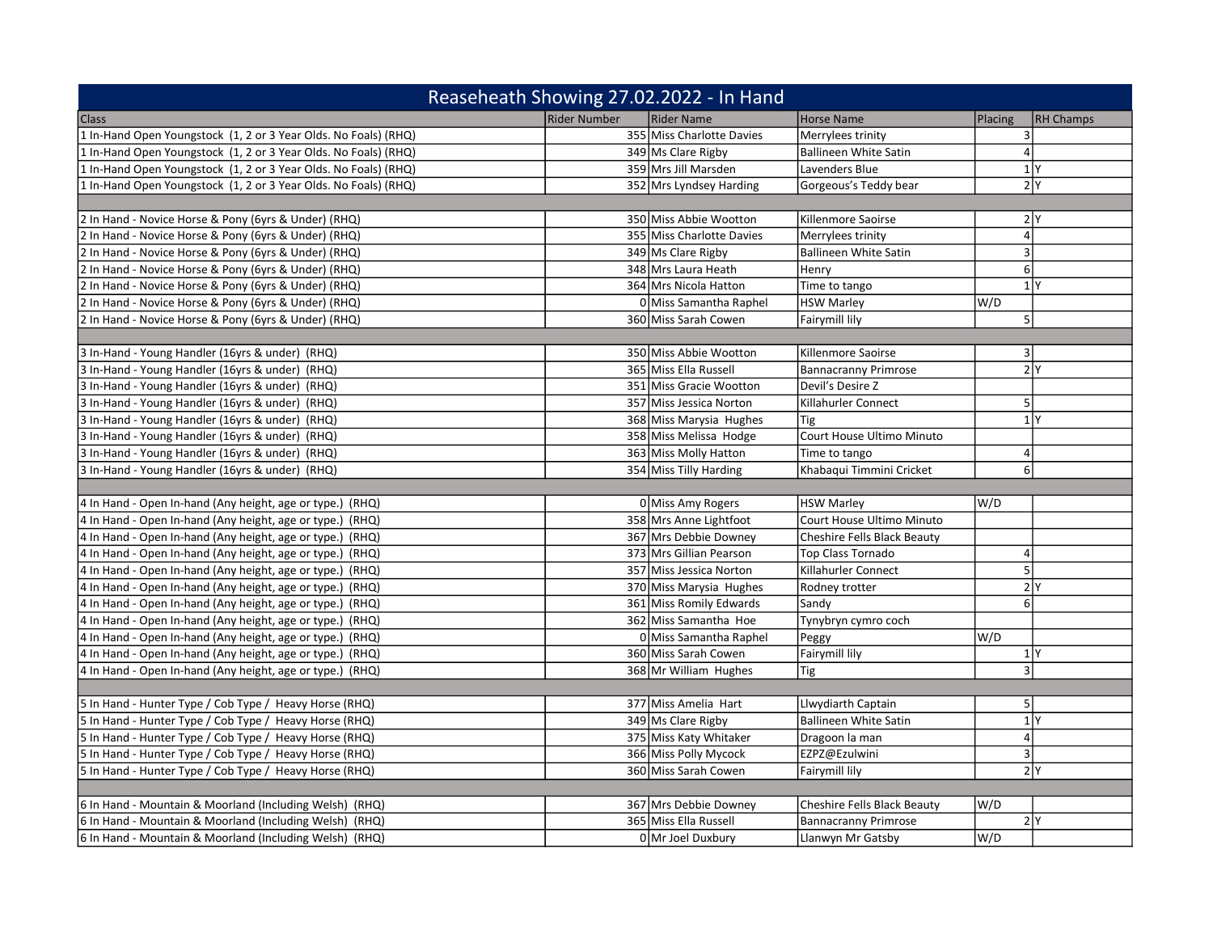# Reaseheath Showing 27.02.2022 - In Hand

| Class | Rider Number | Rider Name | Horse Name | Placing | RH Champs |
|---|---|---|---|---|---|
| 1 In-Hand Open Youngstock (1, 2 or 3 Year Olds. No Foals) (RHQ) | 355 | Miss Charlotte Davies | Merrylees trinity | 3 | |
| 1 In-Hand Open Youngstock (1, 2 or 3 Year Olds. No Foals) (RHQ) | 349 | Ms Clare Rigby | Ballineen White Satin | 4 | |
| 1 In-Hand Open Youngstock (1, 2 or 3 Year Olds. No Foals) (RHQ) | 359 | Mrs Jill Marsden | Lavenders Blue | 1 | Y |
| 1 In-Hand Open Youngstock (1, 2 or 3 Year Olds. No Foals) (RHQ) | 352 | Mrs Lyndsey Harding | Gorgeous's Teddy bear | 2 | Y |
| | | | | | |
| 2 In Hand - Novice Horse & Pony (6yrs & Under) (RHQ) | 350 | Miss Abbie Wootton | Killenmore Saoirse | 2 | Y |
| 2 In Hand - Novice Horse & Pony (6yrs & Under) (RHQ) | 355 | Miss Charlotte Davies | Merrylees trinity | 4 | |
| 2 In Hand - Novice Horse & Pony (6yrs & Under) (RHQ) | 349 | Ms Clare Rigby | Ballineen White Satin | 3 | |
| 2 In Hand - Novice Horse & Pony (6yrs & Under) (RHQ) | 348 | Mrs Laura Heath | Henry | 6 | |
| 2 In Hand - Novice Horse & Pony (6yrs & Under) (RHQ) | 364 | Mrs Nicola Hatton | Time to tango | 1 | Y |
| 2 In Hand - Novice Horse & Pony (6yrs & Under) (RHQ) | 0 | Miss Samantha Raphel | HSW Marley | W/D | |
| 2 In Hand - Novice Horse & Pony (6yrs & Under) (RHQ) | 360 | Miss Sarah Cowen | Fairymill lily | 5 | |
| | | | | | |
| 3 In-Hand - Young Handler (16yrs & under) (RHQ) | 350 | Miss Abbie Wootton | Killenmore Saoirse | 3 | |
| 3 In-Hand - Young Handler (16yrs & under) (RHQ) | 365 | Miss Ella Russell | Bannacranny Primrose | 2 | Y |
| 3 In-Hand - Young Handler (16yrs & under) (RHQ) | 351 | Miss Gracie Wootton | Devil's Desire Z | | |
| 3 In-Hand - Young Handler (16yrs & under) (RHQ) | 357 | Miss Jessica Norton | Killahurler Connect | 5 | |
| 3 In-Hand - Young Handler (16yrs & under) (RHQ) | 368 | Miss Marysia Hughes | Tig | 1 | Y |
| 3 In-Hand - Young Handler (16yrs & under) (RHQ) | 358 | Miss Melissa Hodge | Court House Ultimo Minuto | | |
| 3 In-Hand - Young Handler (16yrs & under) (RHQ) | 363 | Miss Molly Hatton | Time to tango | 4 | |
| 3 In-Hand - Young Handler (16yrs & under) (RHQ) | 354 | Miss Tilly Harding | Khabaqui Timmini Cricket | 6 | |
| | | | | | |
| 4 In Hand - Open In-hand (Any height, age or type.) (RHQ) | 0 | Miss Amy Rogers | HSW Marley | W/D | |
| 4 In Hand - Open In-hand (Any height, age or type.) (RHQ) | 358 | Mrs Anne Lightfoot | Court House Ultimo Minuto | | |
| 4 In Hand - Open In-hand (Any height, age or type.) (RHQ) | 367 | Mrs Debbie Downey | Cheshire Fells Black Beauty | | |
| 4 In Hand - Open In-hand (Any height, age or type.) (RHQ) | 373 | Mrs Gillian Pearson | Top Class Tornado | 4 | |
| 4 In Hand - Open In-hand (Any height, age or type.) (RHQ) | 357 | Miss Jessica Norton | Killahurler Connect | 5 | |
| 4 In Hand - Open In-hand (Any height, age or type.) (RHQ) | 370 | Miss Marysia Hughes | Rodney trotter | 2 | Y |
| 4 In Hand - Open In-hand (Any height, age or type.) (RHQ) | 361 | Miss Romily Edwards | Sandy | 6 | |
| 4 In Hand - Open In-hand (Any height, age or type.) (RHQ) | 362 | Miss Samantha Hoe | Tynybryn cymro coch | | |
| 4 In Hand - Open In-hand (Any height, age or type.) (RHQ) | 0 | Miss Samantha Raphel | Peggy | W/D | |
| 4 In Hand - Open In-hand (Any height, age or type.) (RHQ) | 360 | Miss Sarah Cowen | Fairymill lily | 1 | Y |
| 4 In Hand - Open In-hand (Any height, age or type.) (RHQ) | 368 | Mr William Hughes | Tig | 3 | |
| | | | | | |
| 5 In Hand - Hunter Type / Cob Type / Heavy Horse (RHQ) | 377 | Miss Amelia Hart | Llwydiarth Captain | 5 | |
| 5 In Hand - Hunter Type / Cob Type / Heavy Horse (RHQ) | 349 | Ms Clare Rigby | Ballineen White Satin | 1 | Y |
| 5 In Hand - Hunter Type / Cob Type / Heavy Horse (RHQ) | 375 | Miss Katy Whitaker | Dragoon la man | 4 | |
| 5 In Hand - Hunter Type / Cob Type / Heavy Horse (RHQ) | 366 | Miss Polly Mycock | EZPZ@Ezulwini | 3 | |
| 5 In Hand - Hunter Type / Cob Type / Heavy Horse (RHQ) | 360 | Miss Sarah Cowen | Fairymill lily | 2 | Y |
| | | | | | |
| 6 In Hand - Mountain & Moorland (Including Welsh) (RHQ) | 367 | Mrs Debbie Downey | Cheshire Fells Black Beauty | W/D | |
| 6 In Hand - Mountain & Moorland (Including Welsh) (RHQ) | 365 | Miss Ella Russell | Bannacranny Primrose | 2 | Y |
| 6 In Hand - Mountain & Moorland (Including Welsh) (RHQ) | 0 | Mr Joel Duxbury | Llanwyn Mr Gatsby | W/D | |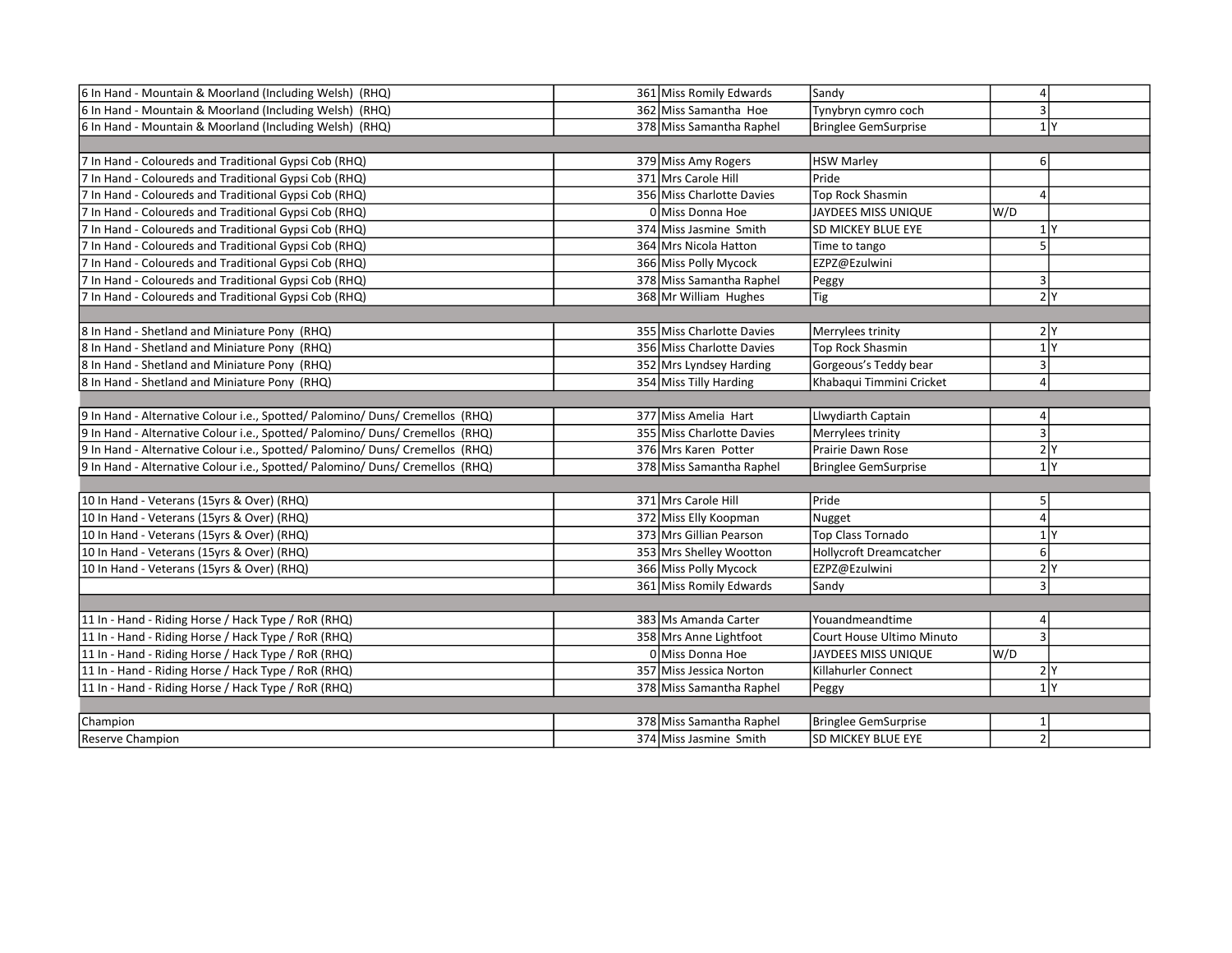| | | | | | |
|---|---|---|---|---|---|
| 6 In Hand - Mountain & Moorland (Including Welsh) (RHQ) | 361 | Miss Romily Edwards | Sandy | 4 | |
| 6 In Hand - Mountain & Moorland (Including Welsh) (RHQ) | 362 | Miss Samantha Hoe | Tynybryn cymro coch | 3 | |
| 6 In Hand - Mountain & Moorland (Including Welsh) (RHQ) | 378 | Miss Samantha Raphel | Bringlee GemSurprise | 1 | Y |
| | | | | | |
| 7 In Hand - Coloureds and Traditional Gypsi Cob (RHQ) | 379 | Miss Amy Rogers | HSW Marley | 6 | |
| 7 In Hand - Coloureds and Traditional Gypsi Cob (RHQ) | 371 | Mrs Carole Hill | Pride | | |
| 7 In Hand - Coloureds and Traditional Gypsi Cob (RHQ) | 356 | Miss Charlotte Davies | Top Rock Shasmin | 4 | |
| 7 In Hand - Coloureds and Traditional Gypsi Cob (RHQ) | 0 | Miss Donna Hoe | JAYDEES MISS UNIQUE | W/D | |
| 7 In Hand - Coloureds and Traditional Gypsi Cob (RHQ) | 374 | Miss Jasmine Smith | SD MICKEY BLUE EYE | 1 | Y |
| 7 In Hand - Coloureds and Traditional Gypsi Cob (RHQ) | 364 | Mrs Nicola Hatton | Time to tango | 5 | |
| 7 In Hand - Coloureds and Traditional Gypsi Cob (RHQ) | 366 | Miss Polly Mycock | EZPZ@Ezulwini | | |
| 7 In Hand - Coloureds and Traditional Gypsi Cob (RHQ) | 378 | Miss Samantha Raphel | Peggy | 3 | |
| 7 In Hand - Coloureds and Traditional Gypsi Cob (RHQ) | 368 | Mr William Hughes | Tig | 2 | Y |
| | | | | | |
| 8 In Hand - Shetland and Miniature Pony (RHQ) | 355 | Miss Charlotte Davies | Merrylees trinity | 2 | Y |
| 8 In Hand - Shetland and Miniature Pony (RHQ) | 356 | Miss Charlotte Davies | Top Rock Shasmin | 1 | Y |
| 8 In Hand - Shetland and Miniature Pony (RHQ) | 352 | Mrs Lyndsey Harding | Gorgeous's Teddy bear | 3 | |
| 8 In Hand - Shetland and Miniature Pony (RHQ) | 354 | Miss Tilly Harding | Khabaqui Timmini Cricket | 4 | |
| | | | | | |
| 9 In Hand - Alternative Colour i.e., Spotted/ Palomino/ Duns/ Cremellos (RHQ) | 377 | Miss Amelia Hart | Llwydiarth Captain | 4 | |
| 9 In Hand - Alternative Colour i.e., Spotted/ Palomino/ Duns/ Cremellos (RHQ) | 355 | Miss Charlotte Davies | Merrylees trinity | 3 | |
| 9 In Hand - Alternative Colour i.e., Spotted/ Palomino/ Duns/ Cremellos (RHQ) | 376 | Mrs Karen Potter | Prairie Dawn Rose | 2 | Y |
| 9 In Hand - Alternative Colour i.e., Spotted/ Palomino/ Duns/ Cremellos (RHQ) | 378 | Miss Samantha Raphel | Bringlee GemSurprise | 1 | Y |
| | | | | | |
| 10 In Hand - Veterans (15yrs & Over) (RHQ) | 371 | Mrs Carole Hill | Pride | 5 | |
| 10 In Hand - Veterans (15yrs & Over) (RHQ) | 372 | Miss Elly Koopman | Nugget | 4 | |
| 10 In Hand - Veterans (15yrs & Over) (RHQ) | 373 | Mrs Gillian Pearson | Top Class Tornado | 1 | Y |
| 10 In Hand - Veterans (15yrs & Over) (RHQ) | 353 | Mrs Shelley Wootton | Hollycroft Dreamcatcher | 6 | |
| 10 In Hand - Veterans (15yrs & Over) (RHQ) | 366 | Miss Polly Mycock | EZPZ@Ezulwini | 2 | Y |
| | 361 | Miss Romily Edwards | Sandy | 3 | |
| | | | | | |
| 11 In - Hand - Riding Horse / Hack Type / RoR (RHQ) | 383 | Ms Amanda Carter | Youandmeandtime | 4 | |
| 11 In - Hand - Riding Horse / Hack Type / RoR (RHQ) | 358 | Mrs Anne Lightfoot | Court House Ultimo Minuto | 3 | |
| 11 In - Hand - Riding Horse / Hack Type / RoR (RHQ) | 0 | Miss Donna Hoe | JAYDEES MISS UNIQUE | W/D | |
| 11 In - Hand - Riding Horse / Hack Type / RoR (RHQ) | 357 | Miss Jessica Norton | Killahurler Connect | 2 | Y |
| 11 In - Hand - Riding Horse / Hack Type / RoR (RHQ) | 378 | Miss Samantha Raphel | Peggy | 1 | Y |
| | | | | | |
| Champion | 378 | Miss Samantha Raphel | Bringlee GemSurprise | 1 | |
| Reserve Champion | 374 | Miss Jasmine Smith | SD MICKEY BLUE EYE | 2 | |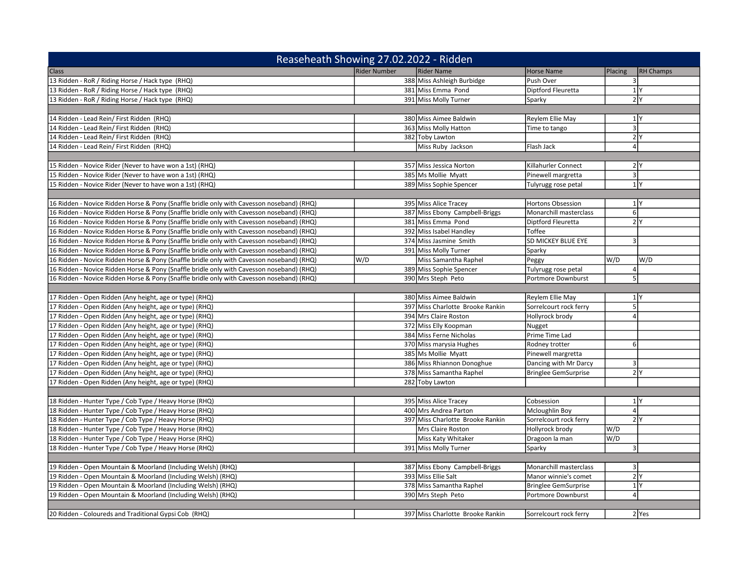# Reaseheath Showing 27.02.2022 - Ridden

| Class | Rider Number | Rider Name | Horse Name | Placing | RH Champs |
|---|---|---|---|---|---|
| 13 Ridden - RoR / Riding Horse / Hack type (RHQ) | 388 | Miss Ashleigh Burbidge | Push Over | 3 | |
| 13 Ridden - RoR / Riding Horse / Hack type (RHQ) | 381 | Miss Emma Pond | Diptford Fleuretta | 1 | Y |
| 13 Ridden - RoR / Riding Horse / Hack type (RHQ) | 391 | Miss Molly Turner | Sparky | 2 | Y |
| | | | | | |
| 14 Ridden - Lead Rein/ First Ridden (RHQ) | 380 | Miss Aimee Baldwin | Reylem Ellie May | 1 | Y |
| 14 Ridden - Lead Rein/ First Ridden (RHQ) | 363 | Miss Molly Hatton | Time to tango | 3 | |
| 14 Ridden - Lead Rein/ First Ridden (RHQ) | 382 | Toby Lawton | | 2 | Y |
| 14 Ridden - Lead Rein/ First Ridden (RHQ) | | Miss Ruby Jackson | Flash Jack | 4 | |
| | | | | | |
| 15 Ridden - Novice Rider (Never to have won a 1st) (RHQ) | 357 | Miss Jessica Norton | Killahurler Connect | 2 | Y |
| 15 Ridden - Novice Rider (Never to have won a 1st) (RHQ) | 385 | Ms Mollie Myatt | Pinewell margretta | 3 | |
| 15 Ridden - Novice Rider (Never to have won a 1st) (RHQ) | 389 | Miss Sophie Spencer | Tulyrugg rose petal | 1 | Y |
| | | | | | |
| 16 Ridden - Novice Ridden Horse & Pony (Snaffle bridle only with Cavesson noseband) (RHQ) | 395 | Miss Alice Tracey | Hortons Obsession | 1 | Y |
| 16 Ridden - Novice Ridden Horse & Pony (Snaffle bridle only with Cavesson noseband) (RHQ) | 387 | Miss Ebony Campbell-Briggs | Monarchill masterclass | 6 | |
| 16 Ridden - Novice Ridden Horse & Pony (Snaffle bridle only with Cavesson noseband) (RHQ) | 381 | Miss Emma Pond | Diptford Fleuretta | 2 | Y |
| 16 Ridden - Novice Ridden Horse & Pony (Snaffle bridle only with Cavesson noseband) (RHQ) | 392 | Miss Isabel Handley | Toffee | | |
| 16 Ridden - Novice Ridden Horse & Pony (Snaffle bridle only with Cavesson noseband) (RHQ) | 374 | Miss Jasmine Smith | SD MICKEY BLUE EYE | 3 | |
| 16 Ridden - Novice Ridden Horse & Pony (Snaffle bridle only with Cavesson noseband) (RHQ) | 391 | Miss Molly Turner | Sparky | | |
| 16 Ridden - Novice Ridden Horse & Pony (Snaffle bridle only with Cavesson noseband) (RHQ) | W/D | Miss Samantha Raphel | Peggy | W/D | W/D |
| 16 Ridden - Novice Ridden Horse & Pony (Snaffle bridle only with Cavesson noseband) (RHQ) | 389 | Miss Sophie Spencer | Tulyrugg rose petal | 4 | |
| 16 Ridden - Novice Ridden Horse & Pony (Snaffle bridle only with Cavesson noseband) (RHQ) | 390 | Mrs Steph Peto | Portmore Downburst | 5 | |
| | | | | | |
| 17 Ridden - Open Ridden (Any height, age or type) (RHQ) | 380 | Miss Aimee Baldwin | Reylem Ellie May | 1 | Y |
| 17 Ridden - Open Ridden (Any height, age or type) (RHQ) | 397 | Miss Charlotte Brooke Rankin | Sorrelcourt rock ferry | 5 | |
| 17 Ridden - Open Ridden (Any height, age or type) (RHQ) | 394 | Mrs Claire Roston | Hollyrock brody | 4 | |
| 17 Ridden - Open Ridden (Any height, age or type) (RHQ) | 372 | Miss Elly Koopman | Nugget | | |
| 17 Ridden - Open Ridden (Any height, age or type) (RHQ) | 384 | Miss Ferne Nicholas | Prime Time Lad | | |
| 17 Ridden - Open Ridden (Any height, age or type) (RHQ) | 370 | Miss marysia Hughes | Rodney trotter | 6 | |
| 17 Ridden - Open Ridden (Any height, age or type) (RHQ) | 385 | Ms Mollie Myatt | Pinewell margretta | | |
| 17 Ridden - Open Ridden (Any height, age or type) (RHQ) | 386 | Miss Rhiannon Donoghue | Dancing with Mr Darcy | 3 | |
| 17 Ridden - Open Ridden (Any height, age or type) (RHQ) | 378 | Miss Samantha Raphel | Bringlee GemSurprise | 2 | Y |
| 17 Ridden - Open Ridden (Any height, age or type) (RHQ) | 282 | Toby Lawton | | | |
| | | | | | |
| 18 Ridden - Hunter Type / Cob Type / Heavy Horse (RHQ) | 395 | Miss Alice Tracey | Cobsession | 1 | Y |
| 18 Ridden - Hunter Type / Cob Type / Heavy Horse (RHQ) | 400 | Mrs Andrea Parton | Mcloughlin Boy | 4 | |
| 18 Ridden - Hunter Type / Cob Type / Heavy Horse (RHQ) | 397 | Miss Charlotte Brooke Rankin | Sorrelcourt rock ferry | 2 | Y |
| 18 Ridden - Hunter Type / Cob Type / Heavy Horse (RHQ) | | Mrs Claire Roston | Hollyrock brody | W/D | |
| 18 Ridden - Hunter Type / Cob Type / Heavy Horse (RHQ) | | Miss Katy Whitaker | Dragoon la man | W/D | |
| 18 Ridden - Hunter Type / Cob Type / Heavy Horse (RHQ) | 391 | Miss Molly Turner | Sparky | 3 | |
| | | | | | |
| 19 Ridden - Open Mountain & Moorland (Including Welsh) (RHQ) | 387 | Miss Ebony Campbell-Briggs | Monarchill masterclass | 3 | |
| 19 Ridden - Open Mountain & Moorland (Including Welsh) (RHQ) | 393 | Miss Ellie Salt | Manor winnie's comet | 2 | Y |
| 19 Ridden - Open Mountain & Moorland (Including Welsh) (RHQ) | 378 | Miss Samantha Raphel | Bringlee GemSurprise | 1 | Y |
| 19 Ridden - Open Mountain & Moorland (Including Welsh) (RHQ) | 390 | Mrs Steph Peto | Portmore Downburst | 4 | |
| | | | | | |
| 20 Ridden - Coloureds and Traditional Gypsi Cob (RHQ) | 397 | Miss Charlotte Brooke Rankin | Sorrelcourt rock ferry | 2 | Yes |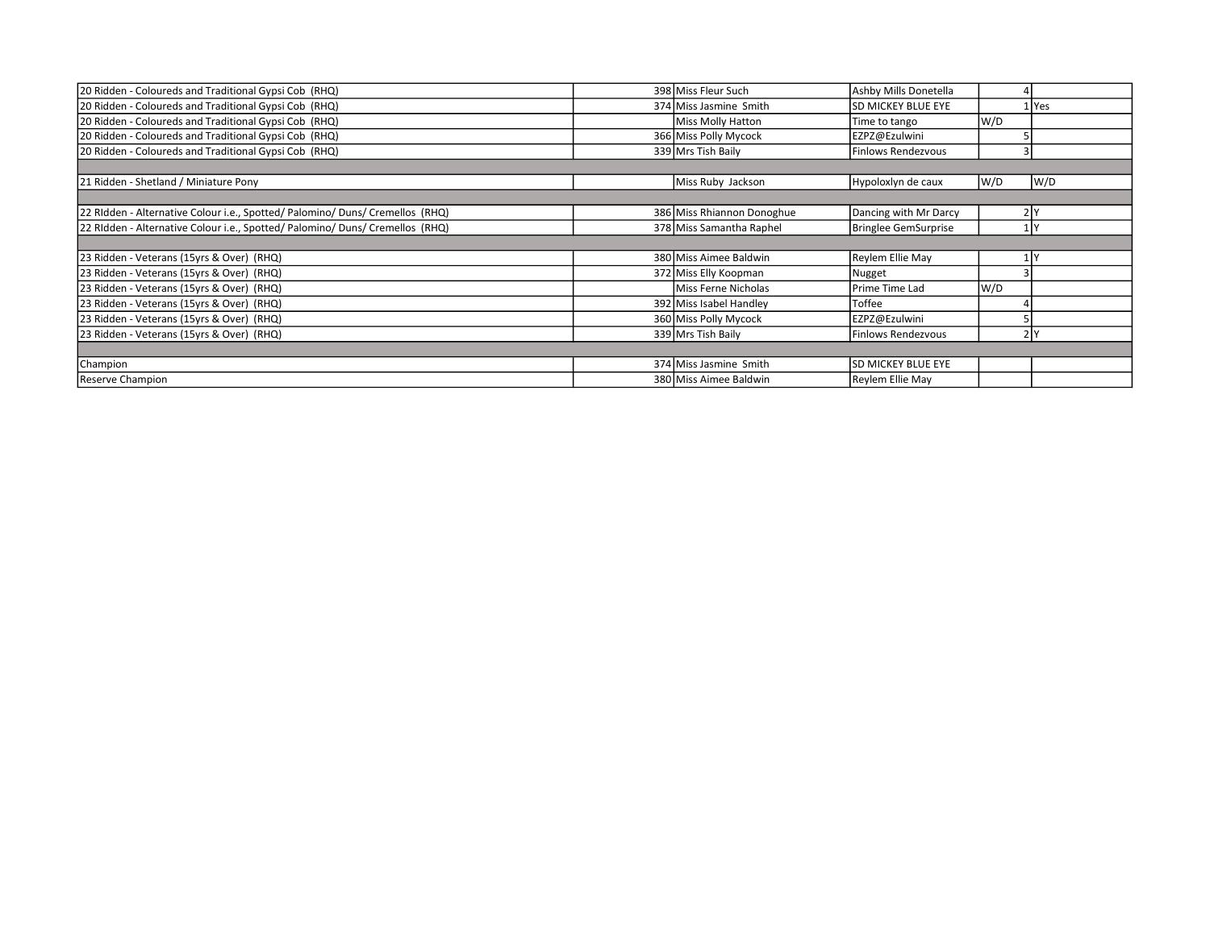| | | | | | |
|---|---|---|---|---|---|
| 20 Ridden - Coloureds and Traditional Gypsi Cob (RHQ) | 398 | Miss Fleur Such | Ashby Mills Donetella | 4 | |
| 20 Ridden - Coloureds and Traditional Gypsi Cob (RHQ) | 374 | Miss Jasmine Smith | SD MICKEY BLUE EYE | 1 | Yes |
| 20 Ridden - Coloureds and Traditional Gypsi Cob (RHQ) | | Miss Molly Hatton | Time to tango | W/D | |
| 20 Ridden - Coloureds and Traditional Gypsi Cob (RHQ) | 366 | Miss Polly Mycock | EZPZ@Ezulwini | 5 | |
| 20 Ridden - Coloureds and Traditional Gypsi Cob (RHQ) | 339 | Mrs Tish Baily | Finlows Rendezvous | 3 | |
| | | | | | |
| 21 Ridden - Shetland / Miniature Pony | | Miss Ruby Jackson | Hypoloxlyn de caux | W/D | W/D |
| | | | | | |
| 22 RIdden - Alternative Colour i.e., Spotted/ Palomino/ Duns/ Cremellos (RHQ) | 386 | Miss Rhiannon Donoghue | Dancing with Mr Darcy | 2 | Y |
| 22 RIdden - Alternative Colour i.e., Spotted/ Palomino/ Duns/ Cremellos (RHQ) | 378 | Miss Samantha Raphel | Bringlee GemSurprise | 1 | Y |
| | | | | | |
| 23 Ridden - Veterans (15yrs & Over) (RHQ) | 380 | Miss Aimee Baldwin | Reylem Ellie May | 1 | Y |
| 23 Ridden - Veterans (15yrs & Over) (RHQ) | 372 | Miss Elly Koopman | Nugget | 3 | |
| 23 Ridden - Veterans (15yrs & Over) (RHQ) | | Miss Ferne Nicholas | Prime Time Lad | W/D | |
| 23 Ridden - Veterans (15yrs & Over) (RHQ) | 392 | Miss Isabel Handley | Toffee | 4 | |
| 23 Ridden - Veterans (15yrs & Over) (RHQ) | 360 | Miss Polly Mycock | EZPZ@Ezulwini | 5 | |
| 23 Ridden - Veterans (15yrs & Over) (RHQ) | 339 | Mrs Tish Baily | Finlows Rendezvous | 2 | Y |
| | | | | | |
| Champion | 374 | Miss Jasmine Smith | SD MICKEY BLUE EYE | | |
| Reserve Champion | 380 | Miss Aimee Baldwin | Reylem Ellie May | | |